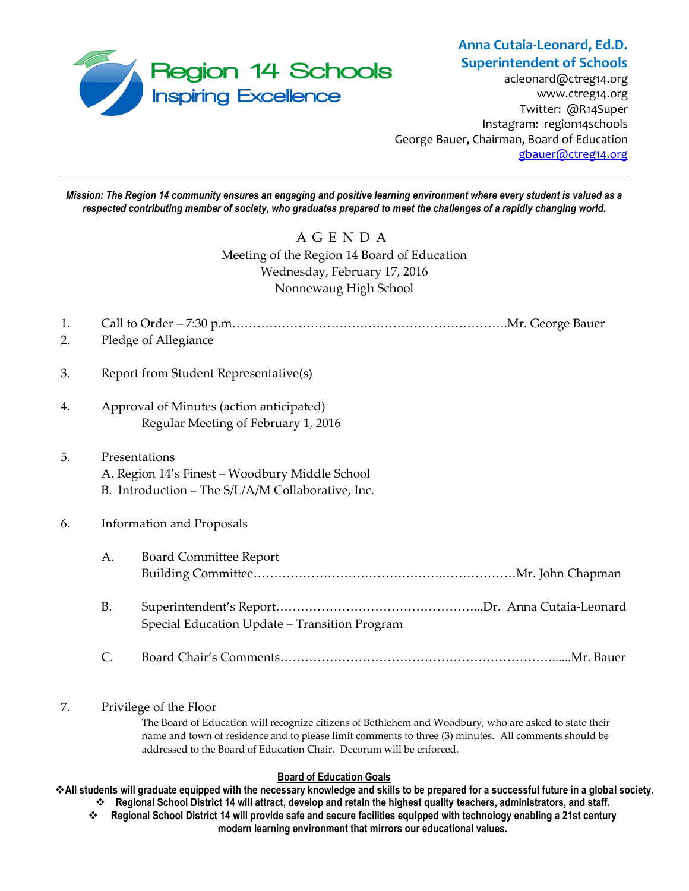Region 14 Schools
Inspiring Excellence

**Anna Cutaia-Leonard, Ed.D.**
**Superintendent of Schools**
acleonard@ctreg14.org
www.ctreg14.org
Twitter: @R14Super
Instagram: region14schools
George Bauer, Chairman, Board of Education
gbauer@ctreg14.org

---

***Mission: The Region 14 community ensures an engaging and positive learning environment where every student is valued as a respected contributing member of society, who graduates prepared to meet the challenges of a rapidly changing world.***

# A G E N D A

Meeting of the Region 14 Board of Education
Wednesday, February 17, 2016
Nonnewaug High School

1. Call to Order – 7:30 p.m.………………………………………………………….Mr. George Bauer
2. Pledge of Allegiance
3. Report from Student Representative(s)
4. Approval of Minutes (action anticipated)
   Regular Meeting of February 1, 2016
5. Presentations
   A. Region 14's Finest – Woodbury Middle School
   B. Introduction – The S/L/A/M Collaborative, Inc.
6. Information and Proposals
   A. Board Committee Report
      Building Committee……………………………………..………………Mr. John Chapman
   B. Superintendent's Report…………………………………………...Dr. Anna Cutaia-Leonard
      Special Education Update – Transition Program
   C. Board Chair's Comments………………………………………………………......Mr. Bauer
7. Privilege of the Floor
   The Board of Education will recognize citizens of Bethlehem and Woodbury, who are asked to state their name and town of residence and to please limit comments to three (3) minutes. All comments should be addressed to the Board of Education Chair. Decorum will be enforced.

**Board of Education Goals**

- **All students will graduate equipped with the necessary knowledge and skills to be prepared for a successful future in a global society.**
- **Regional School District 14 will attract, develop and retain the highest quality teachers, administrators, and staff.**
- **Regional School District 14 will provide safe and secure facilities equipped with technology enabling a 21st century modern learning environment that mirrors our educational values.**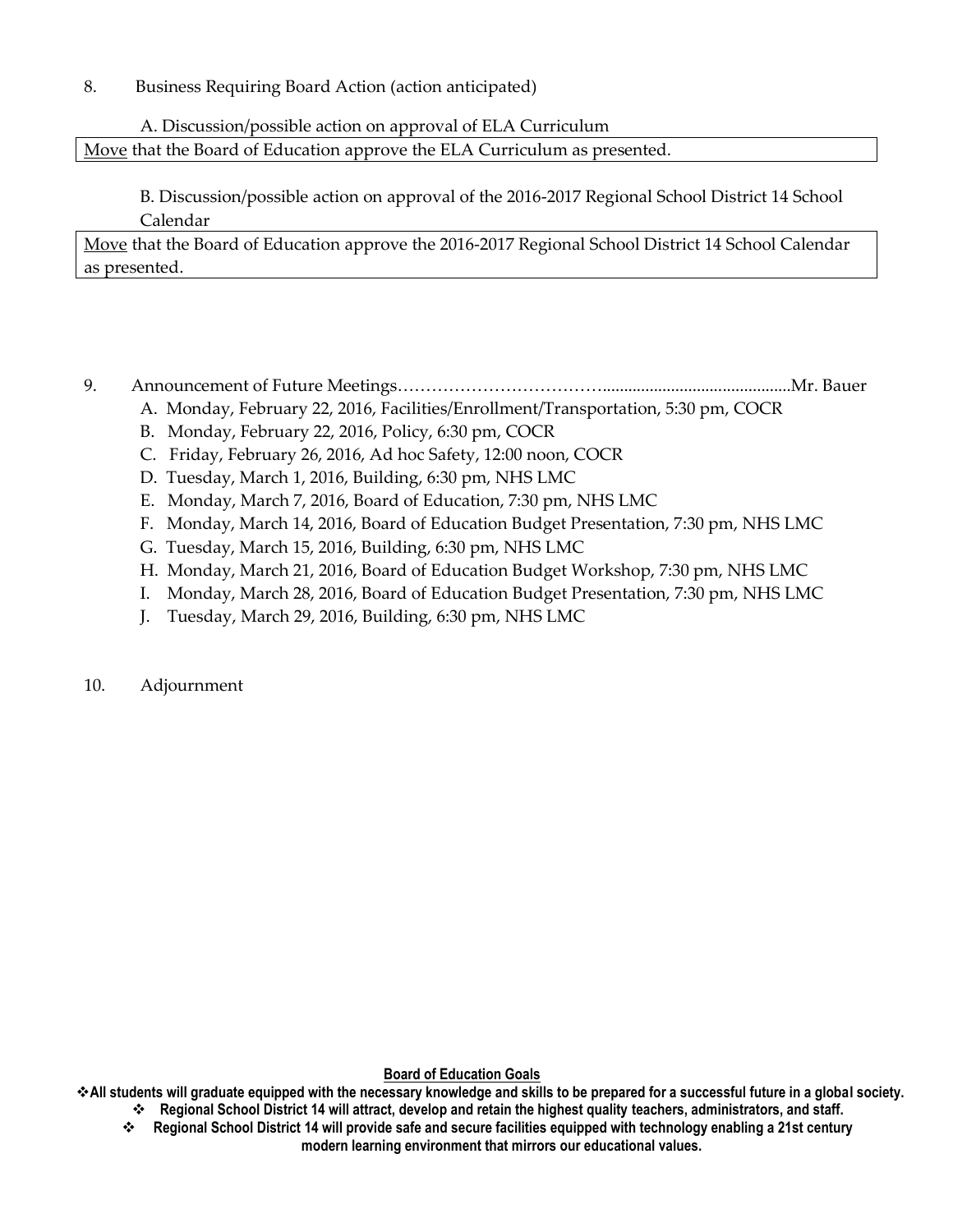8. Business Requiring Board Action (action anticipated)

A. Discussion/possible action on approval of ELA Curriculum

<u>Move</u> that the Board of Education approve the ELA Curriculum as presented.

B. Discussion/possible action on approval of the 2016-2017 Regional School District 14 School Calendar

<u>Move</u> that the Board of Education approve the 2016-2017 Regional School District 14 School Calendar as presented.

9. Announcement of Future Meetings…………………………………............................................Mr. Bauer

   A. Monday, February 22, 2016, Facilities/Enrollment/Transportation, 5:30 pm, COCR
   B. Monday, February 22, 2016, Policy, 6:30 pm, COCR
   C. Friday, February 26, 2016, Ad hoc Safety, 12:00 noon, COCR
   D. Tuesday, March 1, 2016, Building, 6:30 pm, NHS LMC
   E. Monday, March 7, 2016, Board of Education, 7:30 pm, NHS LMC
   F. Monday, March 14, 2016, Board of Education Budget Presentation, 7:30 pm, NHS LMC
   G. Tuesday, March 15, 2016, Building, 6:30 pm, NHS LMC
   H. Monday, March 21, 2016, Board of Education Budget Workshop, 7:30 pm, NHS LMC
   I. Monday, March 28, 2016, Board of Education Budget Presentation, 7:30 pm, NHS LMC
   J. Tuesday, March 29, 2016, Building, 6:30 pm, NHS LMC

10. Adjournment

**<u>Board of Education Goals</u>**

- **All students will graduate equipped with the necessary knowledge and skills to be prepared for a successful future in a global society.**
- **Regional School District 14 will attract, develop and retain the highest quality teachers, administrators, and staff.**
- **Regional School District 14 will provide safe and secure facilities equipped with technology enabling a 21st century modern learning environment that mirrors our educational values.**